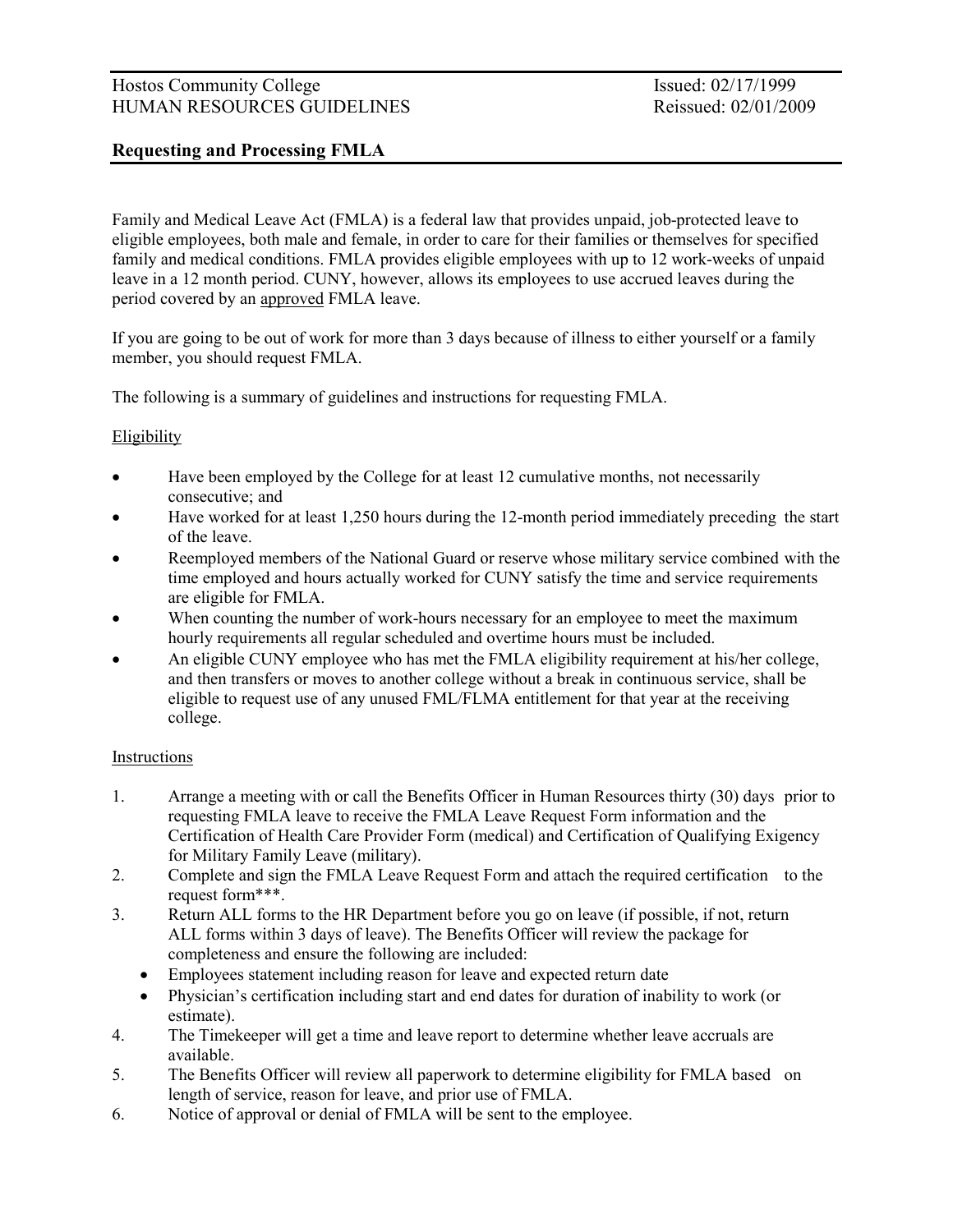Hostos Community College HUMAN RESOURCES GUIDELINES

Issued: 02/17/1999
Reissued: 02/01/2009

## Requesting and Processing FMLA

Family and Medical Leave Act (FMLA) is a federal law that provides unpaid, job-protected leave to eligible employees, both male and female, in order to care for their families or themselves for specified family and medical conditions. FMLA provides eligible employees with up to 12 work-weeks of unpaid leave in a 12 month period. CUNY, however, allows its employees to use accrued leaves during the period covered by an approved FMLA leave.

If you are going to be out of work for more than 3 days because of illness to either yourself or a family member, you should request FMLA.

The following is a summary of guidelines and instructions for requesting FMLA.

### Eligibility

- Have been employed by the College for at least 12 cumulative months, not necessarily consecutive; and
- Have worked for at least 1,250 hours during the 12-month period immediately preceding the start of the leave.
- Reemployed members of the National Guard or reserve whose military service combined with the time employed and hours actually worked for CUNY satisfy the time and service requirements are eligible for FMLA.
- When counting the number of work-hours necessary for an employee to meet the maximum hourly requirements all regular scheduled and overtime hours must be included.
- An eligible CUNY employee who has met the FMLA eligibility requirement at his/her college, and then transfers or moves to another college without a break in continuous service, shall be eligible to request use of any unused FML/FLMA entitlement for that year at the receiving college.

### Instructions

1. Arrange a meeting with or call the Benefits Officer in Human Resources thirty (30) days prior to requesting FMLA leave to receive the FMLA Leave Request Form information and the Certification of Health Care Provider Form (medical) and Certification of Qualifying Exigency for Military Family Leave (military).
2. Complete and sign the FMLA Leave Request Form and attach the required certification to the request form***.
3. Return ALL forms to the HR Department before you go on leave (if possible, if not, return ALL forms within 3 days of leave). The Benefits Officer will review the package for completeness and ensure the following are included:
   - Employees statement including reason for leave and expected return date
   - Physician's certification including start and end dates for duration of inability to work (or estimate).
4. The Timekeeper will get a time and leave report to determine whether leave accruals are available.
5. The Benefits Officer will review all paperwork to determine eligibility for FMLA based on length of service, reason for leave, and prior use of FMLA.
6. Notice of approval or denial of FMLA will be sent to the employee.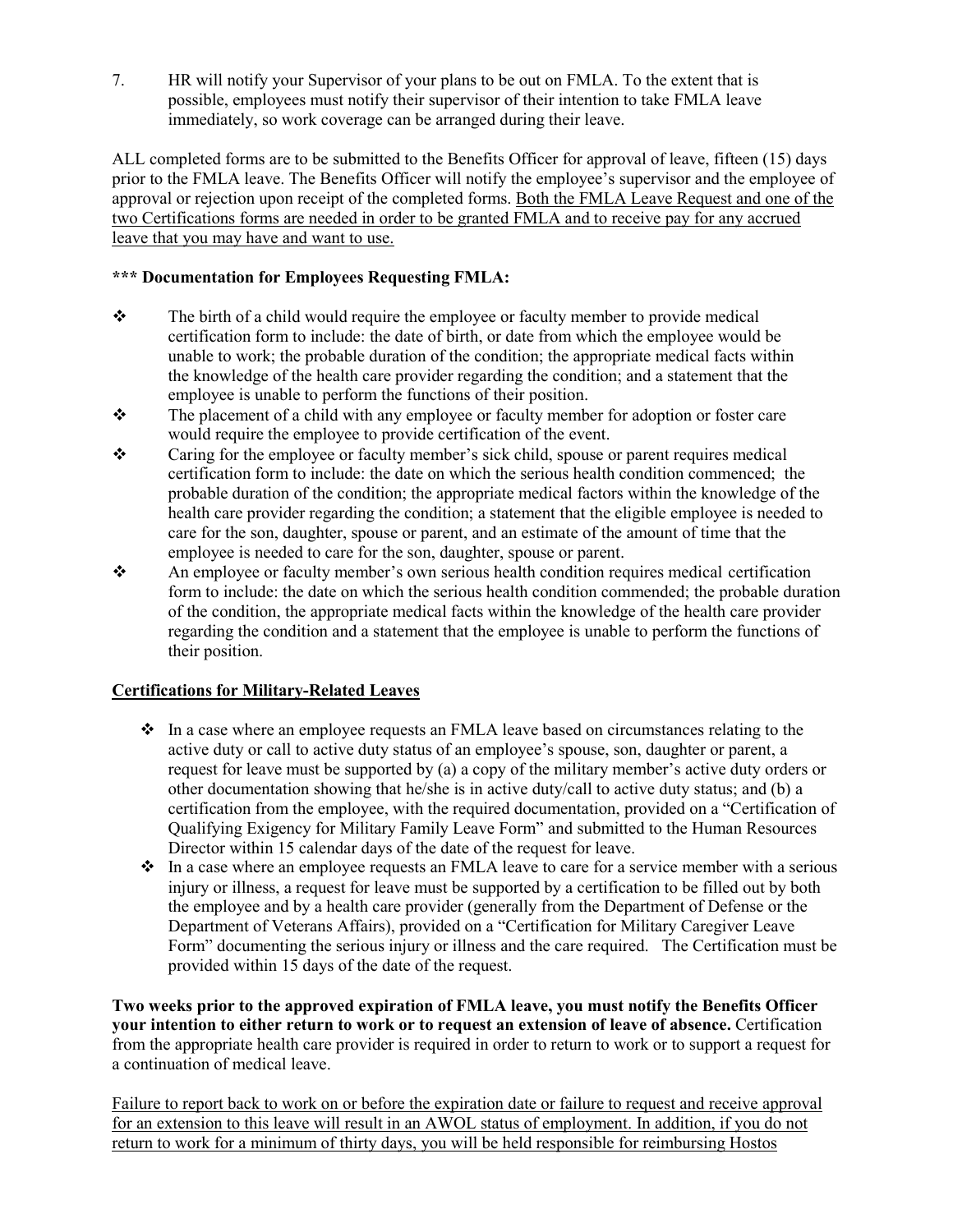7. HR will notify your Supervisor of your plans to be out on FMLA. To the extent that is possible, employees must notify their supervisor of their intention to take FMLA leave immediately, so work coverage can be arranged during their leave.

ALL completed forms are to be submitted to the Benefits Officer for approval of leave, fifteen (15) days prior to the FMLA leave. The Benefits Officer will notify the employee's supervisor and the employee of approval or rejection upon receipt of the completed forms. <u>Both the FMLA Leave Request and one of the two Certifications forms are needed in order to be granted FMLA and to receive pay for any accrued leave that you may have and want to use.</u>

**\*\*\* Documentation for Employees Requesting FMLA:**

- The birth of a child would require the employee or faculty member to provide medical certification form to include: the date of birth, or date from which the employee would be unable to work; the probable duration of the condition; the appropriate medical facts within the knowledge of the health care provider regarding the condition; and a statement that the employee is unable to perform the functions of their position.
- The placement of a child with any employee or faculty member for adoption or foster care would require the employee to provide certification of the event.
- Caring for the employee or faculty member's sick child, spouse or parent requires medical certification form to include: the date on which the serious health condition commenced; the probable duration of the condition; the appropriate medical factors within the knowledge of the health care provider regarding the condition; a statement that the eligible employee is needed to care for the son, daughter, spouse or parent, and an estimate of the amount of time that the employee is needed to care for the son, daughter, spouse or parent.
- An employee or faculty member's own serious health condition requires medical certification form to include: the date on which the serious health condition commended; the probable duration of the condition, the appropriate medical facts within the knowledge of the health care provider regarding the condition and a statement that the employee is unable to perform the functions of their position.

**<u>Certifications for Military-Related Leaves</u>**

- In a case where an employee requests an FMLA leave based on circumstances relating to the active duty or call to active duty status of an employee's spouse, son, daughter or parent, a request for leave must be supported by (a) a copy of the military member's active duty orders or other documentation showing that he/she is in active duty/call to active duty status; and (b) a certification from the employee, with the required documentation, provided on a "Certification of Qualifying Exigency for Military Family Leave Form" and submitted to the Human Resources Director within 15 calendar days of the date of the request for leave.
- In a case where an employee requests an FMLA leave to care for a service member with a serious injury or illness, a request for leave must be supported by a certification to be filled out by both the employee and by a health care provider (generally from the Department of Defense or the Department of Veterans Affairs), provided on a "Certification for Military Caregiver Leave Form" documenting the serious injury or illness and the care required. The Certification must be provided within 15 days of the date of the request.

**Two weeks prior to the approved expiration of FMLA leave, you must notify the Benefits Officer your intention to either return to work or to request an extension of leave of absence.** Certification from the appropriate health care provider is required in order to return to work or to support a request for a continuation of medical leave.

<u>Failure to report back to work on or before the expiration date or failure to request and receive approval for an extension to this leave will result in an AWOL status of employment. In addition, if you do not return to work for a minimum of thirty days, you will be held responsible for reimbursing Hostos</u>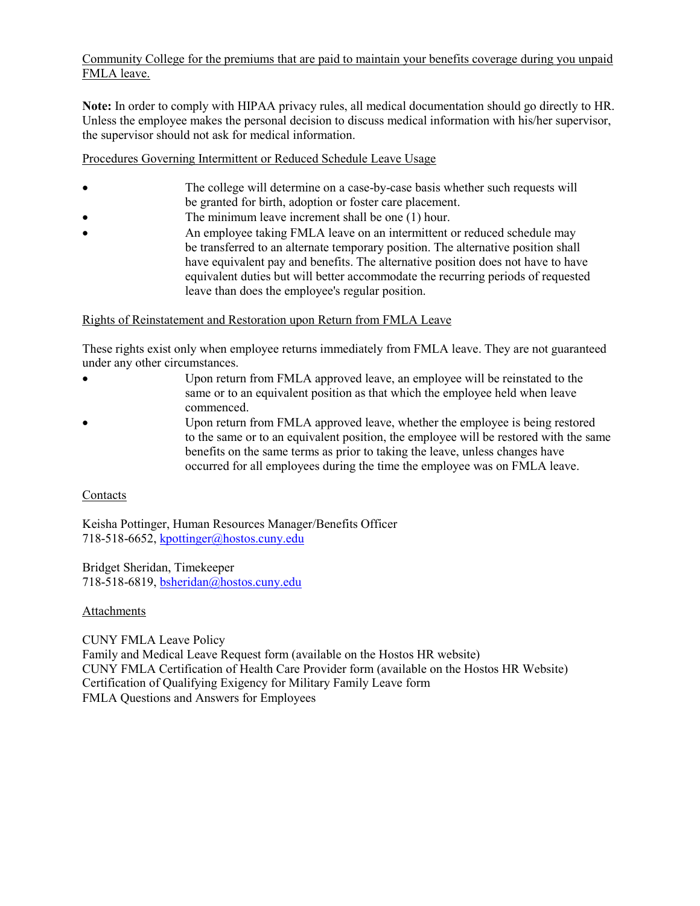Community College for the premiums that are paid to maintain your benefits coverage during you unpaid FMLA leave.

**Note:** In order to comply with HIPAA privacy rules, all medical documentation should go directly to HR. Unless the employee makes the personal decision to discuss medical information with his/her supervisor, the supervisor should not ask for medical information.

Procedures Governing Intermittent or Reduced Schedule Leave Usage

- The college will determine on a case-by-case basis whether such requests will be granted for birth, adoption or foster care placement.
- The minimum leave increment shall be one (1) hour.
- An employee taking FMLA leave on an intermittent or reduced schedule may be transferred to an alternate temporary position. The alternative position shall have equivalent pay and benefits. The alternative position does not have to have equivalent duties but will better accommodate the recurring periods of requested leave than does the employee's regular position.

Rights of Reinstatement and Restoration upon Return from FMLA Leave

These rights exist only when employee returns immediately from FMLA leave. They are not guaranteed under any other circumstances.

- Upon return from FMLA approved leave, an employee will be reinstated to the same or to an equivalent position as that which the employee held when leave commenced.
- Upon return from FMLA approved leave, whether the employee is being restored to the same or to an equivalent position, the employee will be restored with the same benefits on the same terms as prior to taking the leave, unless changes have occurred for all employees during the time the employee was on FMLA leave.

Contacts

Keisha Pottinger, Human Resources Manager/Benefits Officer
718-518-6652, kpottinger@hostos.cuny.edu

Bridget Sheridan, Timekeeper
718-518-6819, bsheridan@hostos.cuny.edu

Attachments

CUNY FMLA Leave Policy
Family and Medical Leave Request form (available on the Hostos HR website)
CUNY FMLA Certification of Health Care Provider form (available on the Hostos HR Website)
Certification of Qualifying Exigency for Military Family Leave form
FMLA Questions and Answers for Employees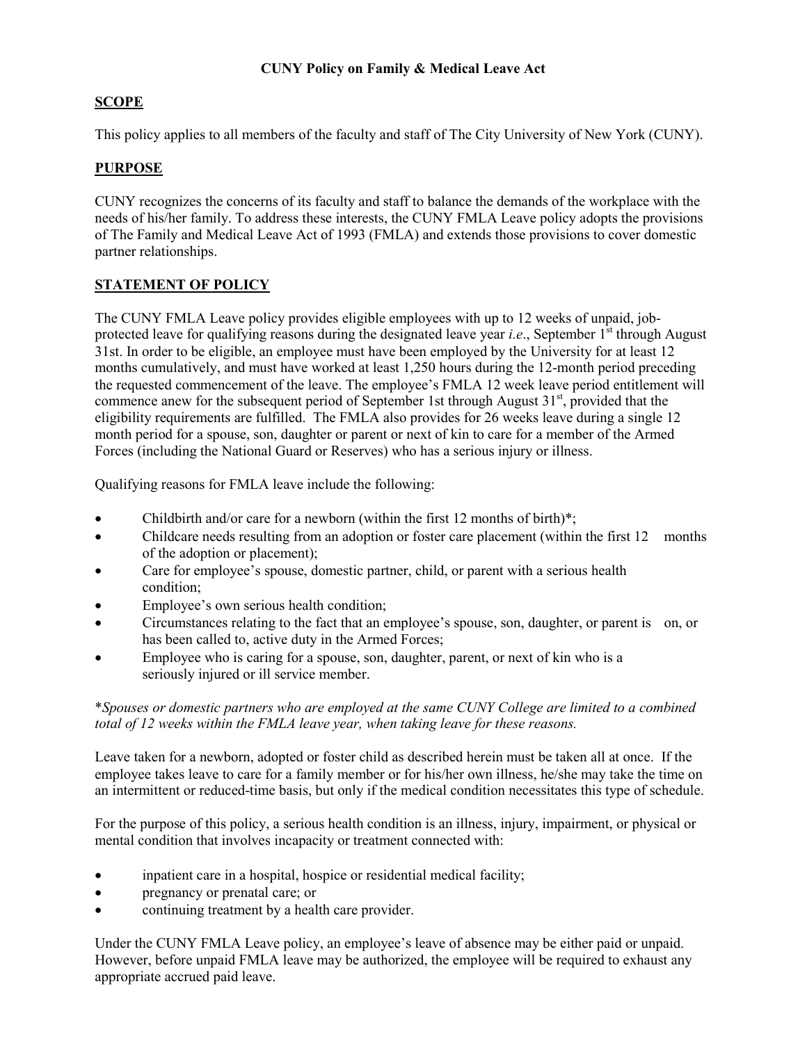# CUNY Policy on Family & Medical Leave Act

## SCOPE

This policy applies to all members of the faculty and staff of The City University of New York (CUNY).

## PURPOSE

CUNY recognizes the concerns of its faculty and staff to balance the demands of the workplace with the needs of his/her family. To address these interests, the CUNY FMLA Leave policy adopts the provisions of The Family and Medical Leave Act of 1993 (FMLA) and extends those provisions to cover domestic partner relationships.

## STATEMENT OF POLICY

The CUNY FMLA Leave policy provides eligible employees with up to 12 weeks of unpaid, job-protected leave for qualifying reasons during the designated leave year *i.e*., September 1st through August 31st. In order to be eligible, an employee must have been employed by the University for at least 12 months cumulatively, and must have worked at least 1,250 hours during the 12-month period preceding the requested commencement of the leave. The employee's FMLA 12 week leave period entitlement will commence anew for the subsequent period of September 1st through August 31st, provided that the eligibility requirements are fulfilled. The FMLA also provides for 26 weeks leave during a single 12 month period for a spouse, son, daughter or parent or next of kin to care for a member of the Armed Forces (including the National Guard or Reserves) who has a serious injury or illness.

Qualifying reasons for FMLA leave include the following:

- Childbirth and/or care for a newborn (within the first 12 months of birth)*;
- Childcare needs resulting from an adoption or foster care placement (within the first 12 months of the adoption or placement);
- Care for employee's spouse, domestic partner, child, or parent with a serious health condition;
- Employee's own serious health condition;
- Circumstances relating to the fact that an employee's spouse, son, daughter, or parent is on, or has been called to, active duty in the Armed Forces;
- Employee who is caring for a spouse, son, daughter, parent, or next of kin who is a seriously injured or ill service member.

**Spouses or domestic partners who are employed at the same CUNY College are limited to a combined total of 12 weeks within the FMLA leave year, when taking leave for these reasons.*

Leave taken for a newborn, adopted or foster child as described herein must be taken all at once. If the employee takes leave to care for a family member or for his/her own illness, he/she may take the time on an intermittent or reduced-time basis, but only if the medical condition necessitates this type of schedule.

For the purpose of this policy, a serious health condition is an illness, injury, impairment, or physical or mental condition that involves incapacity or treatment connected with:

- inpatient care in a hospital, hospice or residential medical facility;
- pregnancy or prenatal care; or
- continuing treatment by a health care provider.

Under the CUNY FMLA Leave policy, an employee's leave of absence may be either paid or unpaid. However, before unpaid FMLA leave may be authorized, the employee will be required to exhaust any appropriate accrued paid leave.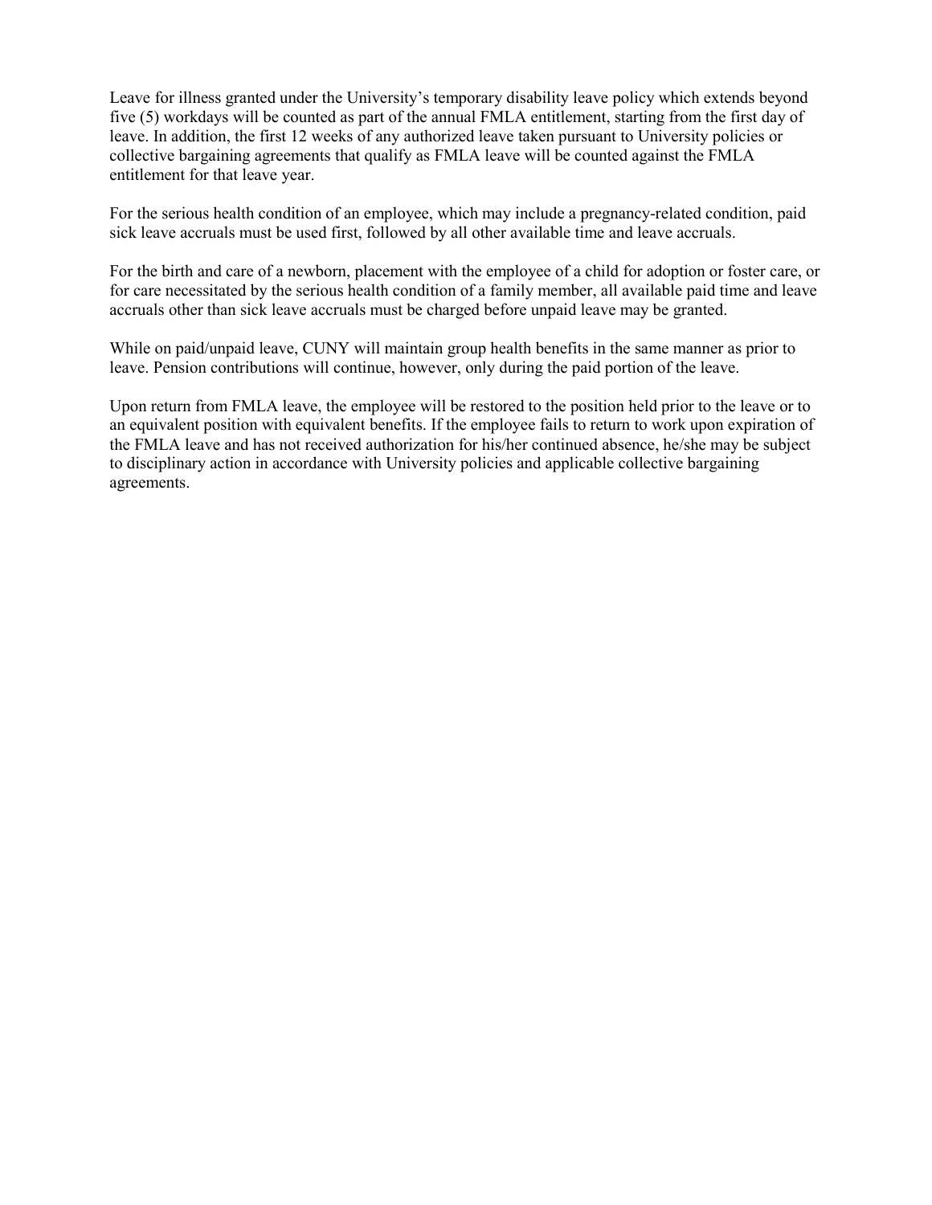Leave for illness granted under the University's temporary disability leave policy which extends beyond five (5) workdays will be counted as part of the annual FMLA entitlement, starting from the first day of leave. In addition, the first 12 weeks of any authorized leave taken pursuant to University policies or collective bargaining agreements that qualify as FMLA leave will be counted against the FMLA entitlement for that leave year.

For the serious health condition of an employee, which may include a pregnancy-related condition, paid sick leave accruals must be used first, followed by all other available time and leave accruals.

For the birth and care of a newborn, placement with the employee of a child for adoption or foster care, or for care necessitated by the serious health condition of a family member, all available paid time and leave accruals other than sick leave accruals must be charged before unpaid leave may be granted.

While on paid/unpaid leave, CUNY will maintain group health benefits in the same manner as prior to leave. Pension contributions will continue, however, only during the paid portion of the leave.

Upon return from FMLA leave, the employee will be restored to the position held prior to the leave or to an equivalent position with equivalent benefits. If the employee fails to return to work upon expiration of the FMLA leave and has not received authorization for his/her continued absence, he/she may be subject to disciplinary action in accordance with University policies and applicable collective bargaining agreements.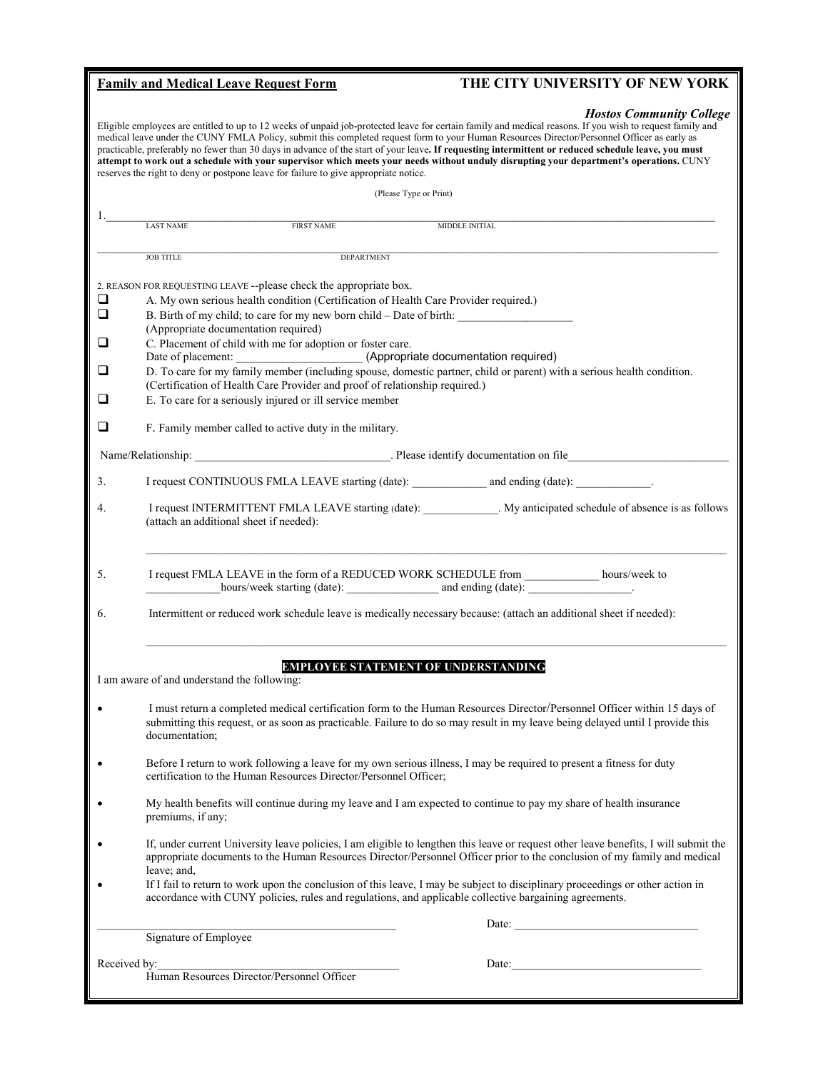**Family and Medical Leave Request Form**

**THE CITY UNIVERSITY OF NEW YORK**

***Hostos Community College***

Eligible employees are entitled to up to 12 weeks of unpaid job-protected leave for certain family and medical reasons. If you wish to request family and medical leave under the CUNY FMLA Policy, submit this completed request form to your Human Resources Director/Personnel Officer as early as practicable, preferably no fewer than 30 days in advance of the start of your leave**. If requesting intermittent or reduced schedule leave, you must attempt to work out a schedule with your supervisor which meets your needs without unduly disrupting your department's operations.** CUNY reserves the right to deny or postpone leave for failure to give appropriate notice.

(Please Type or Print)

1.____________________________________________________________________________________________

LAST NAME FIRST NAME MIDDLE INITIAL

____________________________________________________________________________________________

JOB TITLE DEPARTMENT

2. REASON FOR REQUESTING LEAVE --please check the appropriate box.

- ☐ A. My own serious health condition (Certification of Health Care Provider required.)
- ☐ B. Birth of my child; to care for my new born child – Date of birth: ___________________ (Appropriate documentation required)
- ☐ C. Placement of child with me for adoption or foster care. Date of placement: _____________________ (Appropriate documentation required)
- ☐ D. To care for my family member (including spouse, domestic partner, child or parent) with a serious health condition. (Certification of Health Care Provider and proof of relationship required.)
- ☐ E. To care for a seriously injured or ill service member
- ☐ F. Family member called to active duty in the military.

Name/Relationship: _________________________________. Please identify documentation on file___________________________

3. I request CONTINUOUS FMLA LEAVE starting (date): _____________ and ending (date): _____________.

4. I request INTERMITTENT FMLA LEAVE starting (date): _____________. My anticipated schedule of absence is as follows (attach an additional sheet if needed):

____________________________________________________________________________________________

5. I request FMLA LEAVE in the form of a REDUCED WORK SCHEDULE from _____________ hours/week to _____________hours/week starting (date): _______________ and ending (date): _________________.

6. Intermittent or reduced work schedule leave is medically necessary because: (attach an additional sheet if needed):

____________________________________________________________________________________________

**EMPLOYEE STATEMENT OF UNDERSTANDING**

I am aware of and understand the following:

- I must return a completed medical certification form to the Human Resources Director/Personnel Officer within 15 days of submitting this request, or as soon as practicable. Failure to do so may result in my leave being delayed until I provide this documentation;
- Before I return to work following a leave for my own serious illness, I may be required to present a fitness for duty certification to the Human Resources Director/Personnel Officer;
- My health benefits will continue during my leave and I am expected to continue to pay my share of health insurance premiums, if any;
- If, under current University leave policies, I am eligible to lengthen this leave or request other leave benefits, I will submit the appropriate documents to the Human Resources Director/Personnel Officer prior to the conclusion of my family and medical leave; and,
- If I fail to return to work upon the conclusion of this leave, I may be subject to disciplinary proceedings or other action in accordance with CUNY policies, rules and regulations, and applicable collective bargaining agreements.

_____________________________________________________ Date: _______________________________

Signature of Employee

Received by:___________________________________________ Date:_________________________________

Human Resources Director/Personnel Officer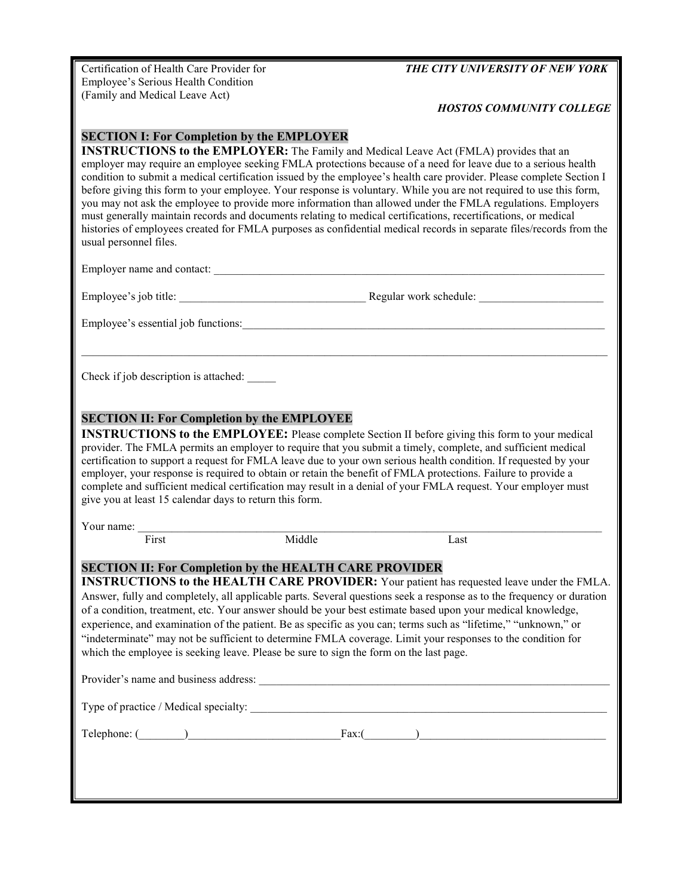Certification of Health Care Provider for Employee's Serious Health Condition (Family and Medical Leave Act)

***THE CITY UNIVERSITY OF NEW YORK***

***HOSTOS COMMUNITY COLLEGE***

## SECTION I: For Completion by the EMPLOYER

**INSTRUCTIONS to the EMPLOYER:** The Family and Medical Leave Act (FMLA) provides that an employer may require an employee seeking FMLA protections because of a need for leave due to a serious health condition to submit a medical certification issued by the employee's health care provider. Please complete Section I before giving this form to your employee. Your response is voluntary. While you are not required to use this form, you may not ask the employee to provide more information than allowed under the FMLA regulations. Employers must generally maintain records and documents relating to medical certifications, recertifications, or medical histories of employees created for FMLA purposes as confidential medical records in separate files/records from the usual personnel files.

Employer name and contact: ___________________________________________________________________________

Employee's job title: _________________________________ Regular work schedule: ______________________

Employee's essential job functions:_____________________________________________________________________

_______________________________________________________________________________________________________

Check if job description is attached: _____

## SECTION II: For Completion by the EMPLOYEE

**INSTRUCTIONS to the EMPLOYEE:** Please complete Section II before giving this form to your medical provider. The FMLA permits an employer to require that you submit a timely, complete, and sufficient medical certification to support a request for FMLA leave due to your own serious health condition. If requested by your employer, your response is required to obtain or retain the benefit of FMLA protections. Failure to provide a complete and sufficient medical certification may result in a denial of your FMLA request. Your employer must give you at least 15 calendar days to return this form.

Your name: ______________________________________________________________________________________
First Middle Last

## SECTION II: For Completion by the HEALTH CARE PROVIDER

**INSTRUCTIONS to the HEALTH CARE PROVIDER:** Your patient has requested leave under the FMLA. Answer, fully and completely, all applicable parts. Several questions seek a response as to the frequency or duration of a condition, treatment, etc. Your answer should be your best estimate based upon your medical knowledge, experience, and examination of the patient. Be as specific as you can; terms such as "lifetime," "unknown," or "indeterminate" may not be sufficient to determine FMLA coverage. Limit your responses to the condition for which the employee is seeking leave. Please be sure to sign the form on the last page.

Provider's name and business address: _________________________________________________________________

Type of practice / Medical specialty: __________________________________________________________________

Telephone: (________)___________________________Fax:(_________)_________________________________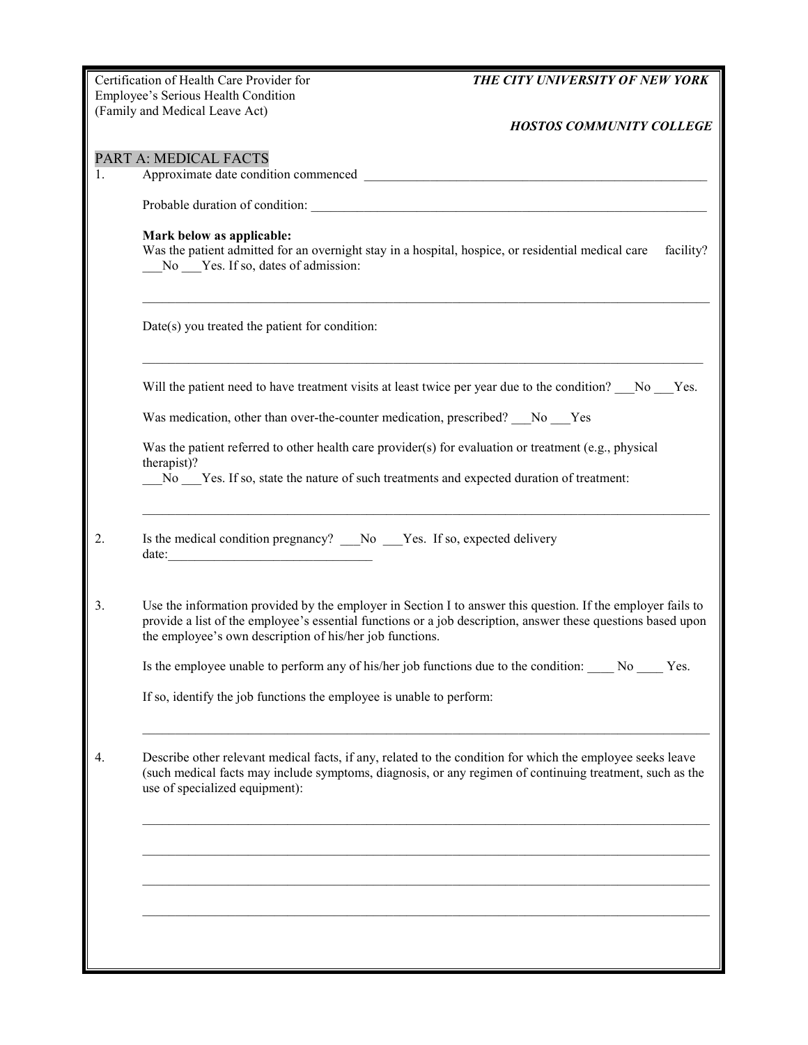Certification of Health Care Provider for Employee's Serious Health Condition (Family and Medical Leave Act)

***THE CITY UNIVERSITY OF NEW YORK***

***HOSTOS COMMUNITY COLLEGE***

## PART A: MEDICAL FACTS

1. Approximate date condition commenced ______________________________________________________

   Probable duration of condition: ______________________________________________________________

   **Mark below as applicable:**
   Was the patient admitted for an overnight stay in a hospital, hospice, or residential medical care facility?
   ___No ___Yes. If so, dates of admission:

   ______________________________________________________________________________________

   Date(s) you treated the patient for condition:

   ______________________________________________________________________________________

   Will the patient need to have treatment visits at least twice per year due to the condition? ___No ___Yes.

   Was medication, other than over-the-counter medication, prescribed? ___No ___Yes

   Was the patient referred to other health care provider(s) for evaluation or treatment (e.g., physical therapist)?
   ___No ___Yes. If so, state the nature of such treatments and expected duration of treatment:

   ______________________________________________________________________________________

2. Is the medical condition pregnancy? ___No ___Yes. If so, expected delivery date:______________________________

3. Use the information provided by the employer in Section I to answer this question. If the employer fails to provide a list of the employee's essential functions or a job description, answer these questions based upon the employee's own description of his/her job functions.

   Is the employee unable to perform any of his/her job functions due to the condition: ____ No ____ Yes.

   If so, identify the job functions the employee is unable to perform:

   ______________________________________________________________________________________

4. Describe other relevant medical facts, if any, related to the condition for which the employee seeks leave (such medical facts may include symptoms, diagnosis, or any regimen of continuing treatment, such as the use of specialized equipment):

   ______________________________________________________________________________________

   ______________________________________________________________________________________

   ______________________________________________________________________________________

   ______________________________________________________________________________________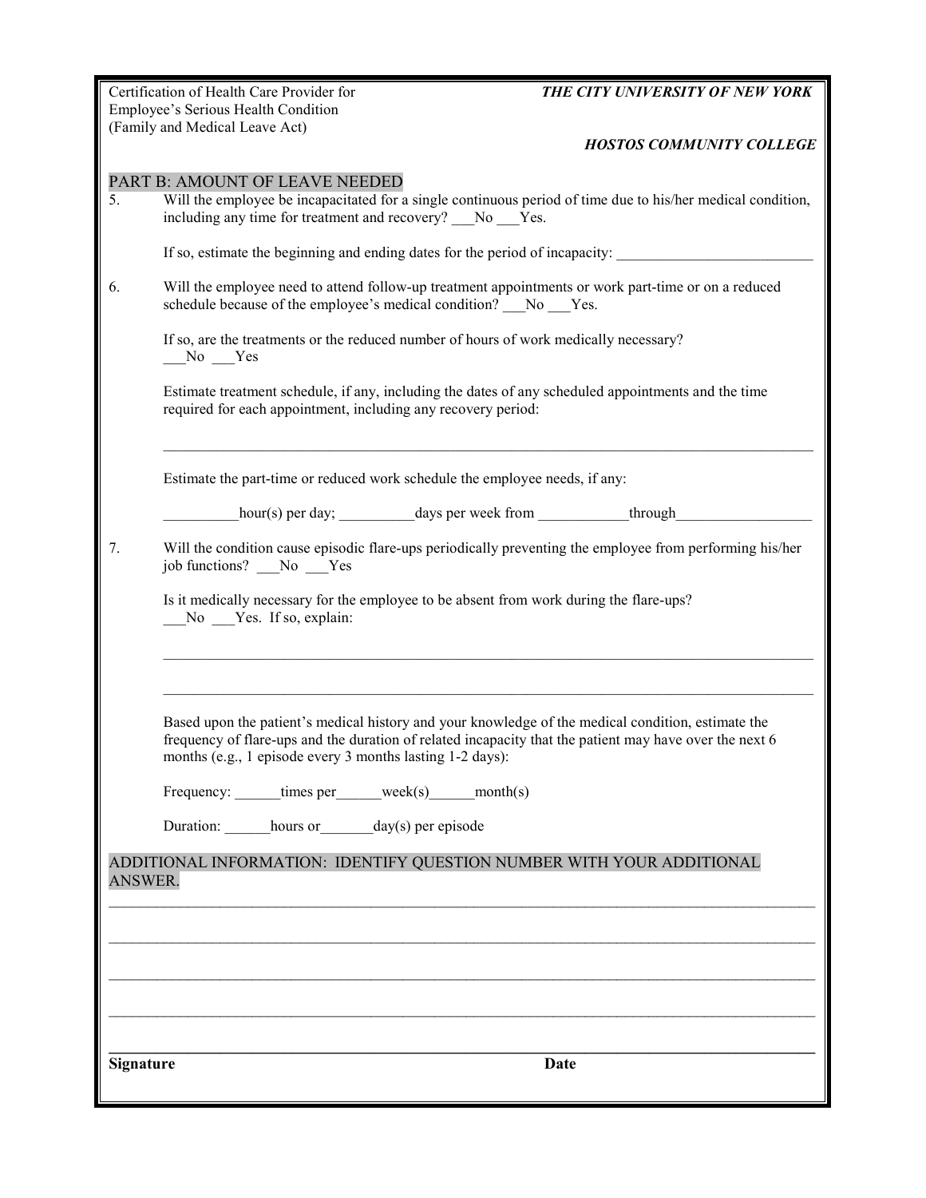Certification of Health Care Provider for
Employee's Serious Health Condition
(Family and Medical Leave Act)

***THE CITY UNIVERSITY OF NEW YORK***

***HOSTOS COMMUNITY COLLEGE***

## PART B: AMOUNT OF LEAVE NEEDED

5. Will the employee be incapacitated for a single continuous period of time due to his/her medical condition, including any time for treatment and recovery? ___No ___Yes.

   If so, estimate the beginning and ending dates for the period of incapacity: ___________________________

6. Will the employee need to attend follow-up treatment appointments or work part-time or on a reduced schedule because of the employee's medical condition? ___No ___Yes.

   If so, are the treatments or the reduced number of hours of work medically necessary?
   ___No ___Yes

   Estimate treatment schedule, if any, including the dates of any scheduled appointments and the time required for each appointment, including any recovery period:

   ___________________________________________________________________________________________

   Estimate the part-time or reduced work schedule the employee needs, if any:

   __________hour(s) per day; __________days per week from ____________through__________________

7. Will the condition cause episodic flare-ups periodically preventing the employee from performing his/her job functions? ___No ___Yes

   Is it medically necessary for the employee to be absent from work during the flare-ups?
   ___No ___Yes. If so, explain:

   ___________________________________________________________________________________________

   ___________________________________________________________________________________________

   Based upon the patient's medical history and your knowledge of the medical condition, estimate the frequency of flare-ups and the duration of related incapacity that the patient may have over the next 6 months (e.g., 1 episode every 3 months lasting 1-2 days):

   Frequency: ______times per______week(s)______month(s)

   Duration: ______hours or_______day(s) per episode

## ADDITIONAL INFORMATION: IDENTIFY QUESTION NUMBER WITH YOUR ADDITIONAL ANSWER.

___________________________________________________________________________________________

___________________________________________________________________________________________

___________________________________________________________________________________________

___________________________________________________________________________________________

___________________________________________________________________________________________

**Signature** **Date**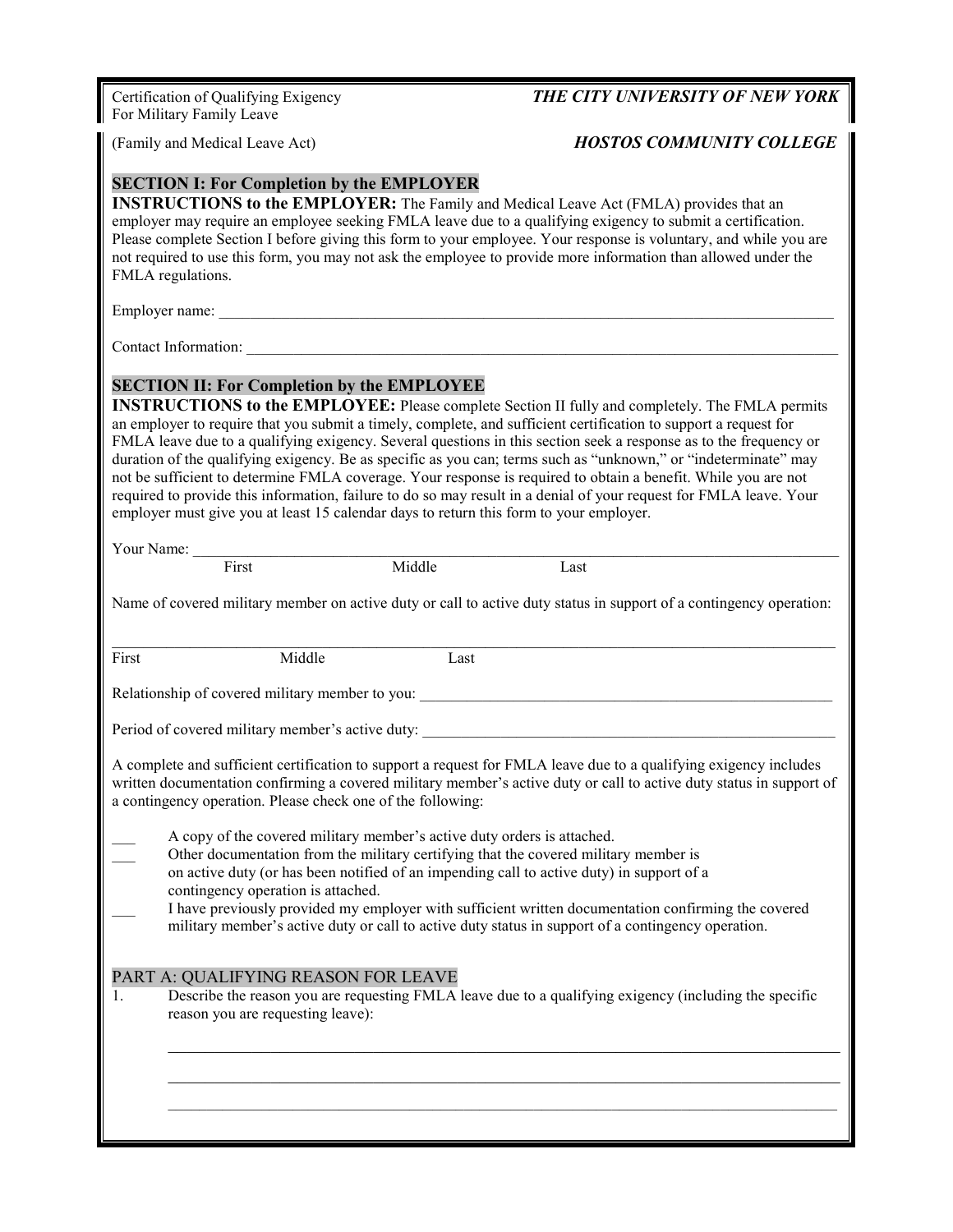Certification of Qualifying Exigency
For Military Family Leave

(Family and Medical Leave Act)

***THE CITY UNIVERSITY OF NEW YORK***

***HOSTOS COMMUNITY COLLEGE***

## SECTION I: For Completion by the EMPLOYER

**INSTRUCTIONS to the EMPLOYER:** The Family and Medical Leave Act (FMLA) provides that an employer may require an employee seeking FMLA leave due to a qualifying exigency to submit a certification. Please complete Section I before giving this form to your employee. Your response is voluntary, and while you are not required to use this form, you may not ask the employee to provide more information than allowed under the FMLA regulations.

Employer name: ____________________________________________________________________________

Contact Information: _________________________________________________________________________

## SECTION II: For Completion by the EMPLOYEE

**INSTRUCTIONS to the EMPLOYEE:** Please complete Section II fully and completely. The FMLA permits an employer to require that you submit a timely, complete, and sufficient certification to support a request for FMLA leave due to a qualifying exigency. Several questions in this section seek a response as to the frequency or duration of the qualifying exigency. Be as specific as you can; terms such as "unknown," or "indeterminate" may not be sufficient to determine FMLA coverage. Your response is required to obtain a benefit. While you are not required to provide this information, failure to do so may result in a denial of your request for FMLA leave. Your employer must give you at least 15 calendar days to return this form to your employer.

Your Name: ______________________________________________________________________________
First Middle Last

Name of covered military member on active duty or call to active duty status in support of a contingency operation:

_____________________________________________________________________________________
First Middle Last

Relationship of covered military member to you: ___________________________________________________

Period of covered military member's active duty: ___________________________________________________

A complete and sufficient certification to support a request for FMLA leave due to a qualifying exigency includes written documentation confirming a covered military member's active duty or call to active duty status in support of a contingency operation. Please check one of the following:

___ A copy of the covered military member's active duty orders is attached.

___ Other documentation from the military certifying that the covered military member is on active duty (or has been notified of an impending call to active duty) in support of a contingency operation is attached.

___ I have previously provided my employer with sufficient written documentation confirming the covered military member's active duty or call to active duty status in support of a contingency operation.

## PART A: QUALIFYING REASON FOR LEAVE

1. Describe the reason you are requesting FMLA leave due to a qualifying exigency (including the specific reason you are requesting leave):

_____________________________________________________________________________________

_____________________________________________________________________________________

_____________________________________________________________________________________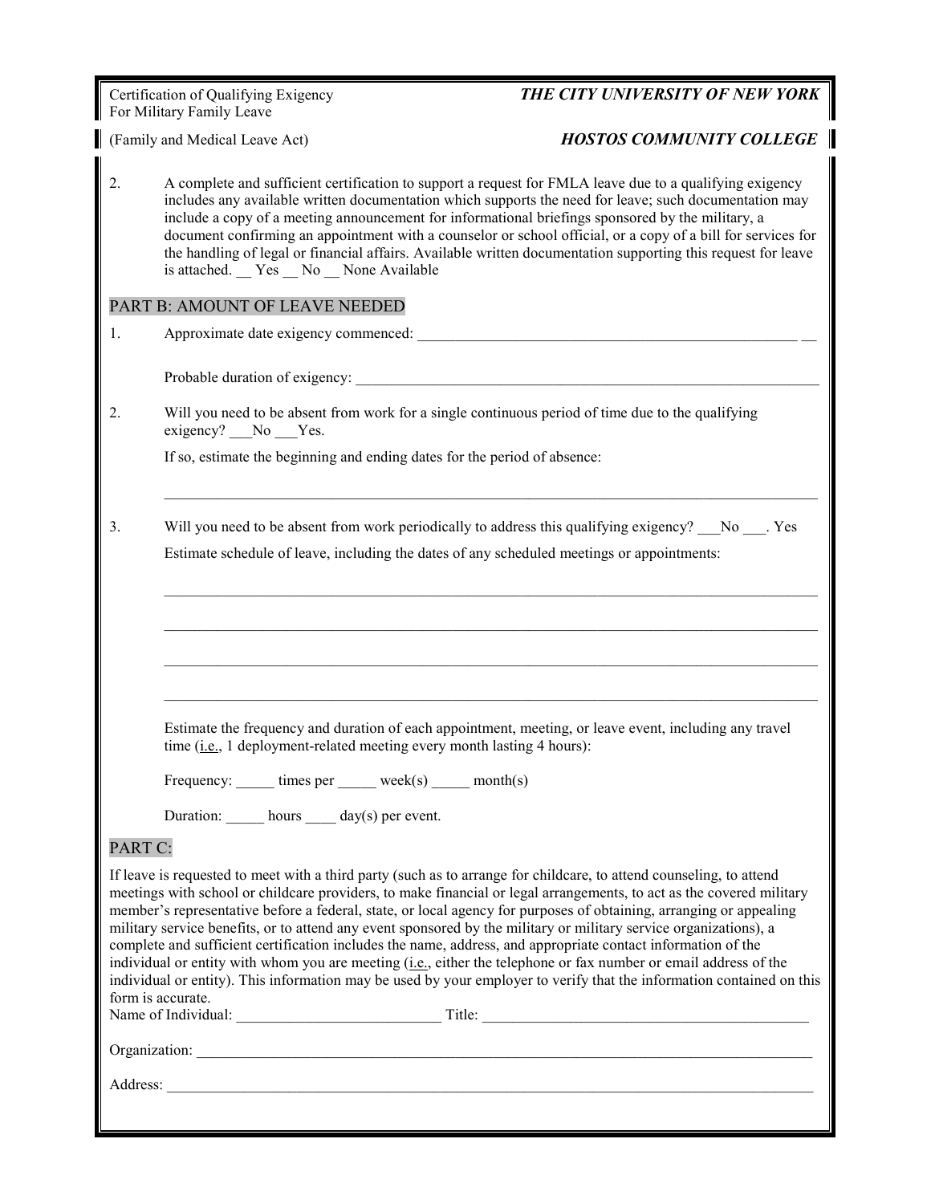2. A complete and sufficient certification to support a request for FMLA leave due to a qualifying exigency includes any available written documentation which supports the need for leave; such documentation may include a copy of a meeting announcement for informational briefings sponsored by the military, a document confirming an appointment with a counselor or school official, or a copy of a bill for services for the handling of legal or financial affairs. Available written documentation supporting this request for leave is attached. __ Yes __ No __ None Available

## PART B: AMOUNT OF LEAVE NEEDED

1. Approximate date exigency commenced: ____________________________________________________ __

   Probable duration of exigency: ________________________________________________________________

2. Will you need to be absent from work for a single continuous period of time due to the qualifying exigency? ___No ___Yes.

   If so, estimate the beginning and ending dates for the period of absence:

   ______________________________________________________________________________________

3. Will you need to be absent from work periodically to address this qualifying exigency? ___No ___. Yes

   Estimate schedule of leave, including the dates of any scheduled meetings or appointments:

   ______________________________________________________________________________________

   ______________________________________________________________________________________

   ______________________________________________________________________________________

   ______________________________________________________________________________________

   Estimate the frequency and duration of each appointment, meeting, or leave event, including any travel time (i.e., 1 deployment-related meeting every month lasting 4 hours):

   Frequency: _____ times per _____ week(s) _____ month(s)

   Duration: _____ hours ____ day(s) per event.

## PART C:

If leave is requested to meet with a third party (such as to arrange for childcare, to attend counseling, to attend meetings with school or childcare providers, to make financial or legal arrangements, to act as the covered military member's representative before a federal, state, or local agency for purposes of obtaining, arranging or appealing military service benefits, or to attend any event sponsored by the military or military service organizations), a complete and sufficient certification includes the name, address, and appropriate contact information of the individual or entity with whom you are meeting (i.e., either the telephone or fax number or email address of the individual or entity). This information may be used by your employer to verify that the information contained on this form is accurate.

Name of Individual: ___________________________ Title: ____________________________________________

Organization: ______________________________________________________________________________________

Address: __________________________________________________________________________________________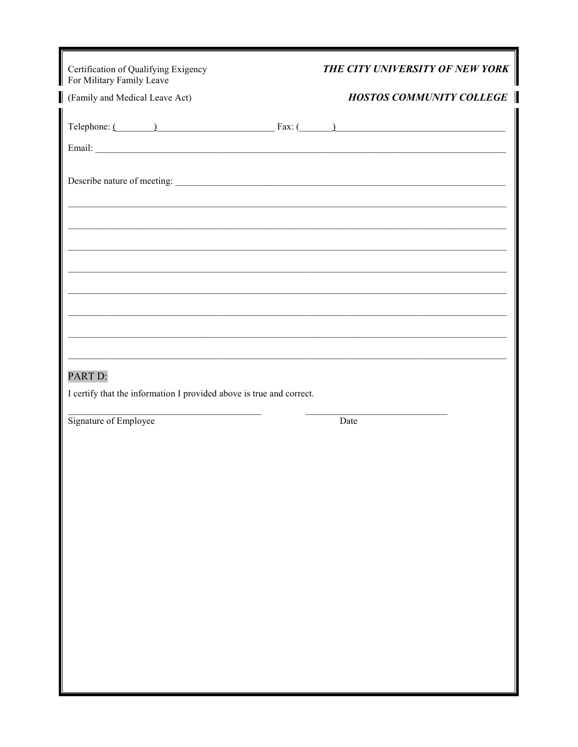Certification of Qualifying Exigency
For Military Family Leave
(Family and Medical Leave Act)

***THE CITY UNIVERSITY OF NEW YORK***

***HOSTOS COMMUNITY COLLEGE***

Telephone: (________)________________________ Fax: (_______)___________________________________

Email: ______________________________________________________________________________

Describe nature of meeting: ______________________________________________________________

______________________________________________________________________________________

______________________________________________________________________________________

______________________________________________________________________________________

______________________________________________________________________________________

______________________________________________________________________________________

______________________________________________________________________________________

______________________________________________________________________________________

______________________________________________________________________________________

PART D:

I certify that the information I provided above is true and correct.

_________________________________________ ______________________________

Signature of Employee Date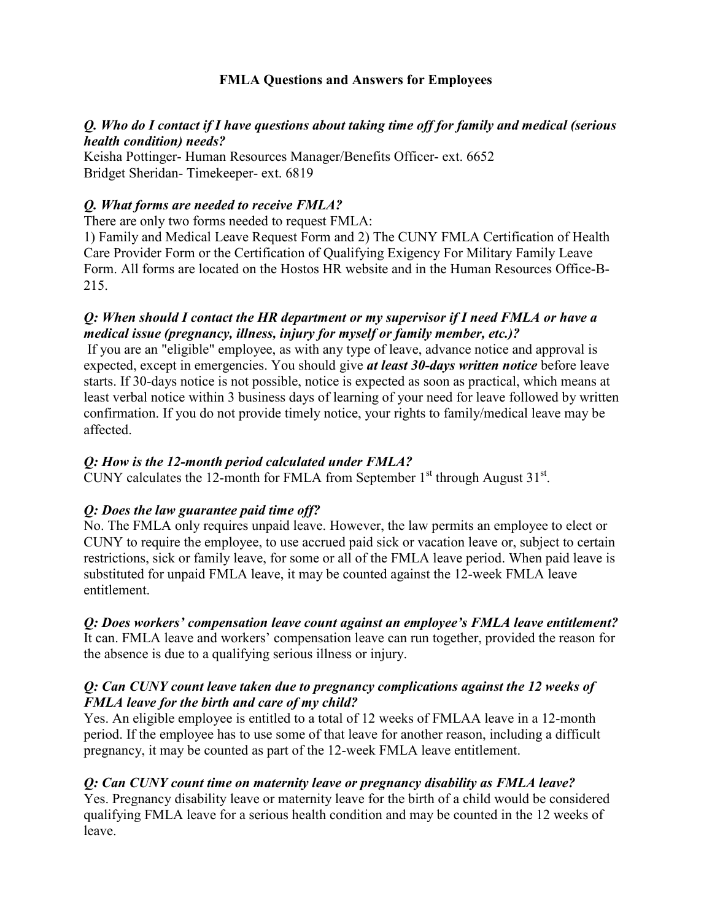## FMLA Questions and Answers for Employees

***Q. Who do I contact if I have questions about taking time off for family and medical (serious health condition) needs?***

Keisha Pottinger- Human Resources Manager/Benefits Officer- ext. 6652
Bridget Sheridan- Timekeeper- ext. 6819

***Q. What forms are needed to receive FMLA?***

There are only two forms needed to request FMLA:
1) Family and Medical Leave Request Form and 2) The CUNY FMLA Certification of Health Care Provider Form or the Certification of Qualifying Exigency For Military Family Leave Form. All forms are located on the Hostos HR website and in the Human Resources Office-B-215.

***Q: When should I contact the HR department or my supervisor if I need FMLA or have a medical issue (pregnancy, illness, injury for myself or family member, etc.)?***

If you are an "eligible" employee, as with any type of leave, advance notice and approval is expected, except in emergencies. You should give ***at least 30-days written notice*** before leave starts. If 30-days notice is not possible, notice is expected as soon as practical, which means at least verbal notice within 3 business days of learning of your need for leave followed by written confirmation. If you do not provide timely notice, your rights to family/medical leave may be affected.

***Q: How is the 12-month period calculated under FMLA?***

CUNY calculates the 12-month for FMLA from September 1st through August 31st.

***Q: Does the law guarantee paid time off?***

No. The FMLA only requires unpaid leave. However, the law permits an employee to elect or CUNY to require the employee, to use accrued paid sick or vacation leave or, subject to certain restrictions, sick or family leave, for some or all of the FMLA leave period. When paid leave is substituted for unpaid FMLA leave, it may be counted against the 12-week FMLA leave entitlement.

***Q: Does workers' compensation leave count against an employee's FMLA leave entitlement?***

It can. FMLA leave and workers' compensation leave can run together, provided the reason for the absence is due to a qualifying serious illness or injury.

***Q: Can CUNY count leave taken due to pregnancy complications against the 12 weeks of FMLA leave for the birth and care of my child?***

Yes. An eligible employee is entitled to a total of 12 weeks of FMLAA leave in a 12-month period. If the employee has to use some of that leave for another reason, including a difficult pregnancy, it may be counted as part of the 12-week FMLA leave entitlement.

***Q: Can CUNY count time on maternity leave or pregnancy disability as FMLA leave?***

Yes. Pregnancy disability leave or maternity leave for the birth of a child would be considered qualifying FMLA leave for a serious health condition and may be counted in the 12 weeks of leave.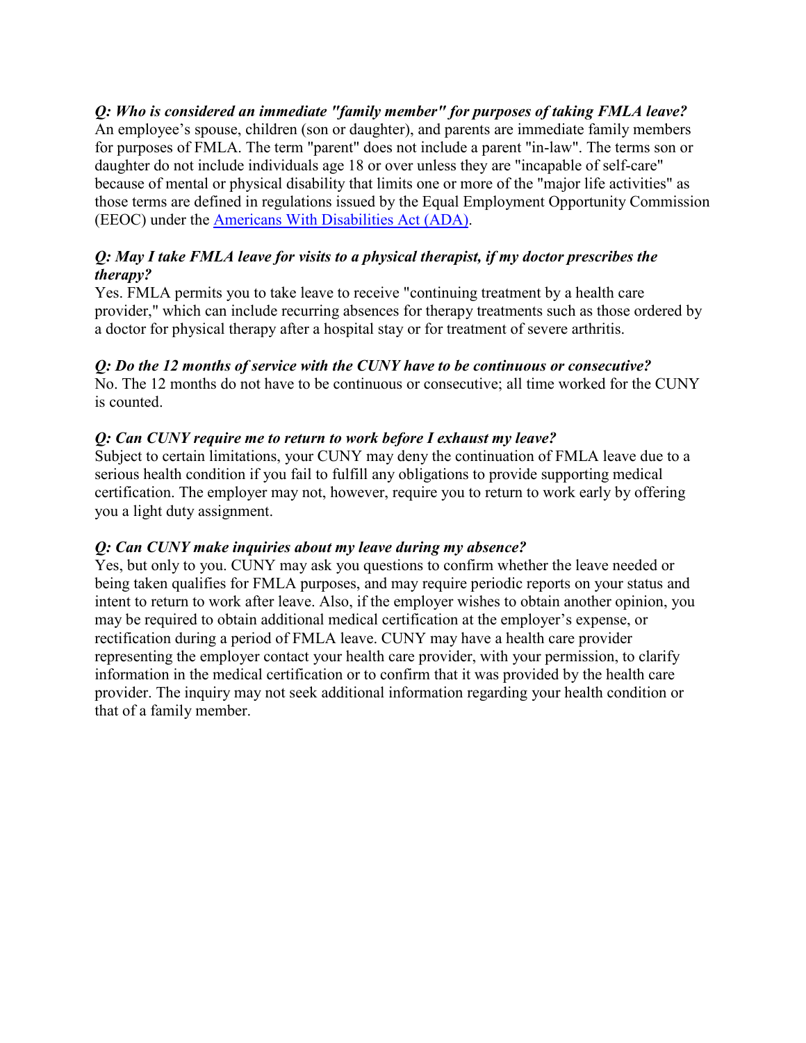***Q: Who is considered an immediate "family member" for purposes of taking FMLA leave?***
An employee's spouse, children (son or daughter), and parents are immediate family members for purposes of FMLA. The term "parent" does not include a parent "in-law". The terms son or daughter do not include individuals age 18 or over unless they are "incapable of self-care" because of mental or physical disability that limits one or more of the "major life activities" as those terms are defined in regulations issued by the Equal Employment Opportunity Commission (EEOC) under the [Americans With Disabilities Act (ADA)](#).

***Q: May I take FMLA leave for visits to a physical therapist, if my doctor prescribes the therapy?***
Yes. FMLA permits you to take leave to receive "continuing treatment by a health care provider," which can include recurring absences for therapy treatments such as those ordered by a doctor for physical therapy after a hospital stay or for treatment of severe arthritis.

***Q: Do the 12 months of service with the CUNY have to be continuous or consecutive?***
No. The 12 months do not have to be continuous or consecutive; all time worked for the CUNY is counted.

***Q: Can CUNY require me to return to work before I exhaust my leave?***
Subject to certain limitations, your CUNY may deny the continuation of FMLA leave due to a serious health condition if you fail to fulfill any obligations to provide supporting medical certification. The employer may not, however, require you to return to work early by offering you a light duty assignment.

***Q: Can CUNY make inquiries about my leave during my absence?***
Yes, but only to you. CUNY may ask you questions to confirm whether the leave needed or being taken qualifies for FMLA purposes, and may require periodic reports on your status and intent to return to work after leave. Also, if the employer wishes to obtain another opinion, you may be required to obtain additional medical certification at the employer's expense, or rectification during a period of FMLA leave. CUNY may have a health care provider representing the employer contact your health care provider, with your permission, to clarify information in the medical certification or to confirm that it was provided by the health care provider. The inquiry may not seek additional information regarding your health condition or that of a family member.